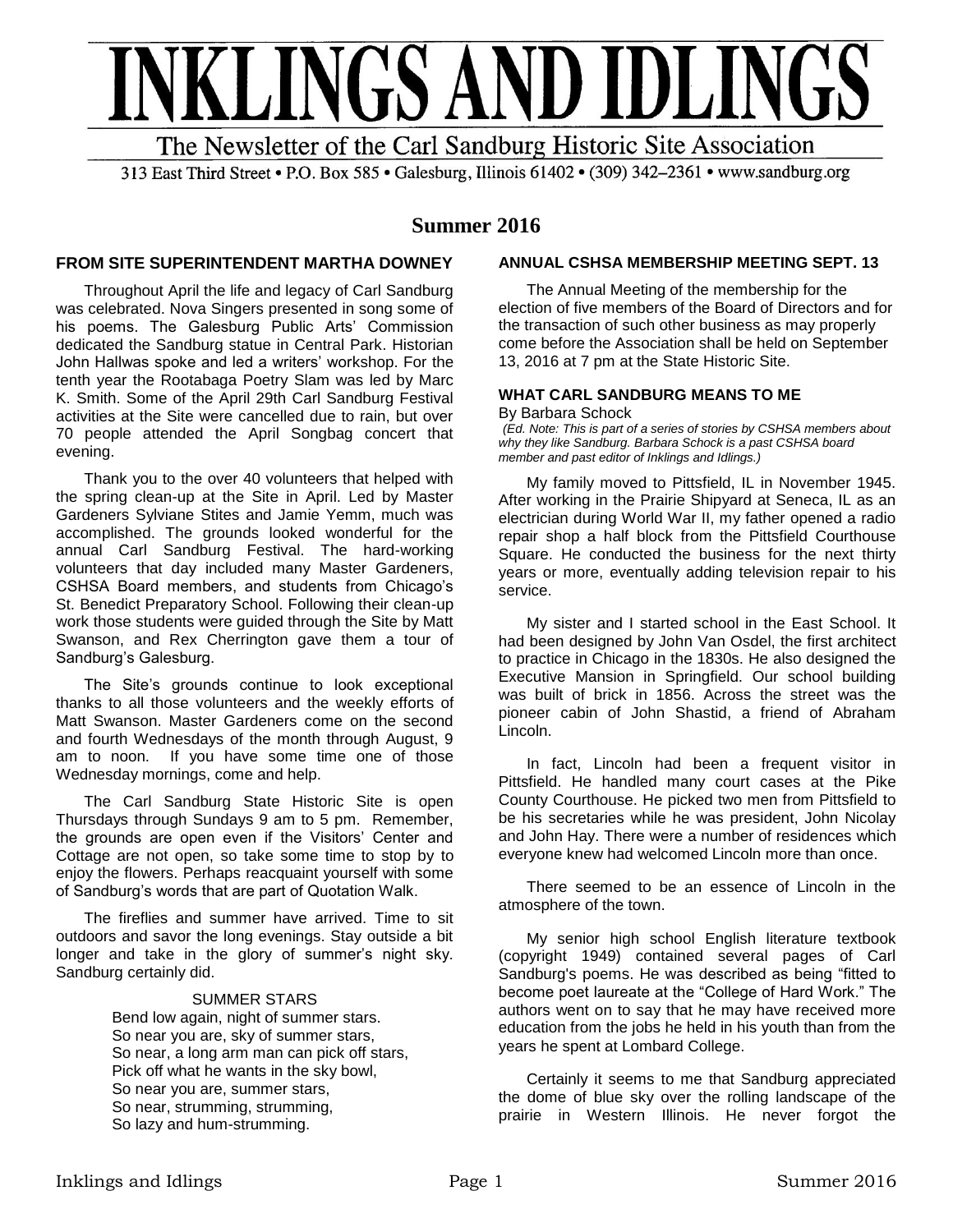# INKLINGS AND IDLINGS

The Newsletter of the Carl Sandburg Historic Site Association

313 East Third Street • P.O. Box 585 • Galesburg, Illinois 61402 • (309) 342–2361 • www.sandburg.org

## Summer 2016

### FROM SITE SUPERINTENDENT MARTHA DOWNEY

Throughout April the life and legacy of Carl Sandburg was celebrated. Nova Singers presented in song some of his poems. The Galesburg Public Arts' Commission dedicated the Sandburg statue in Central Park. Historian John Hallwas spoke and led a writers' workshop. For the tenth year the Rootabaga Poetry Slam was led by Marc K. Smith. Some of the April 29th Carl Sandburg Festival activities at the Site were cancelled due to rain, but over 70 people attended the April Songbag concert that evening.

Thank you to the over 40 volunteers that helped with the spring clean-up at the Site in April. Led by Master Gardeners Sylviane Stites and Jamie Yemm, much was accomplished. The grounds looked wonderful for the annual Carl Sandburg Festival. The hard-working volunteers that day included many Master Gardeners, CSHSA Board members, and students from Chicago's St. Benedict Preparatory School. Following their clean-up work those students were guided through the Site by Matt Swanson, and Rex Cherrington gave them a tour of Sandburg's Galesburg.

The Site's grounds continue to look exceptional thanks to all those volunteers and the weekly efforts of Matt Swanson. Master Gardeners come on the second and fourth Wednesdays of the month through August, 9 am to noon. If you have some time one of those Wednesday mornings, come and help.

The Carl Sandburg State Historic Site is open Thursdays through Sundays 9 am to 5 pm. Remember, the grounds are open even if the Visitors' Center and Cottage are not open, so take some time to stop by to enjoy the flowers. Perhaps reacquaint yourself with some of Sandburg's words that are part of Quotation Walk.

The fireflies and summer have arrived. Time to sit outdoors and savor the long evenings. Stay outside a bit longer and take in the glory of summer's night sky. Sandburg certainly did.

SUMMER STARS

Bend low again, night of summer stars.  
So near you are, sky of summer stars,  
So near, a long arm man can pick off stars,  
Pick off what he wants in the sky bowl,  
So near you are, summer stars,  
So near, strumming, strumming,  
So lazy and hum-strumming.

### ANNUAL CSHSA MEMBERSHIP MEETING SEPT. 13

The Annual Meeting of the membership for the election of five members of the Board of Directors and for the transaction of such other business as may properly come before the Association shall be held on September 13, 2016 at 7 pm at the State Historic Site.

### WHAT CARL SANDBURG MEANS TO ME

By Barbara Schock

*(Ed. Note: This is part of a series of stories by CSHSA members about why they like Sandburg. Barbara Schock is a past CSHSA board member and past editor of Inklings and Idlings.)*

My family moved to Pittsfield, IL in November 1945. After working in the Prairie Shipyard at Seneca, IL as an electrician during World War II, my father opened a radio repair shop a half block from the Pittsfield Courthouse Square. He conducted the business for the next thirty years or more, eventually adding television repair to his service.

My sister and I started school in the East School. It had been designed by John Van Osdel, the first architect to practice in Chicago in the 1830s. He also designed the Executive Mansion in Springfield. Our school building was built of brick in 1856. Across the street was the pioneer cabin of John Shastid, a friend of Abraham Lincoln.

In fact, Lincoln had been a frequent visitor in Pittsfield. He handled many court cases at the Pike County Courthouse. He picked two men from Pittsfield to be his secretaries while he was president, John Nicolay and John Hay. There were a number of residences which everyone knew had welcomed Lincoln more than once.

There seemed to be an essence of Lincoln in the atmosphere of the town.

My senior high school English literature textbook (copyright 1949) contained several pages of Carl Sandburg's poems. He was described as being "fitted to become poet laureate at the "College of Hard Work." The authors went on to say that he may have received more education from the jobs he held in his youth than from the years he spent at Lombard College.

Certainly it seems to me that Sandburg appreciated the dome of blue sky over the rolling landscape of the prairie in Western Illinois. He never forgot the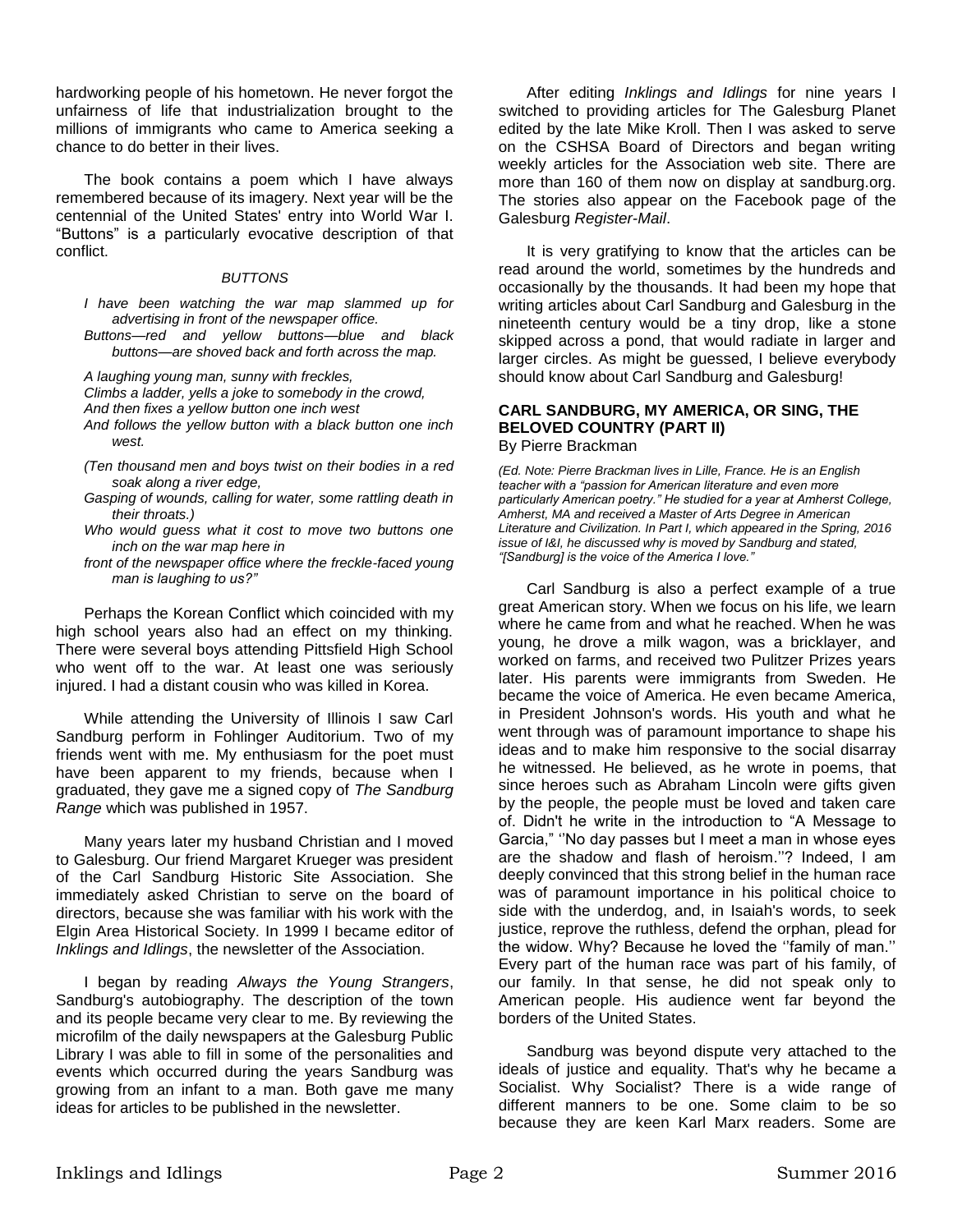hardworking people of his hometown. He never forgot the unfairness of life that industrialization brought to the millions of immigrants who came to America seeking a chance to do better in their lives.

The book contains a poem which I have always remembered because of its imagery. Next year will be the centennial of the United States' entry into World War I. "Buttons" is a particularly evocative description of that conflict.

*BUTTONS*

*I have been watching the war map slammed up for advertising in front of the newspaper office.*
*Buttons—red and yellow buttons—blue and black buttons—are shoved back and forth across the map.*

*A laughing young man, sunny with freckles,*
*Climbs a ladder, yells a joke to somebody in the crowd,*
*And then fixes a yellow button one inch west*
*And follows the yellow button with a black button one inch west.*

*(Ten thousand men and boys twist on their bodies in a red soak along a river edge,*
*Gasping of wounds, calling for water, some rattling death in their throats.)*
*Who would guess what it cost to move two buttons one inch on the war map here in*
*front of the newspaper office where the freckle-faced young man is laughing to us?"*

Perhaps the Korean Conflict which coincided with my high school years also had an effect on my thinking. There were several boys attending Pittsfield High School who went off to the war. At least one was seriously injured. I had a distant cousin who was killed in Korea.

While attending the University of Illinois I saw Carl Sandburg perform in Fohlinger Auditorium. Two of my friends went with me. My enthusiasm for the poet must have been apparent to my friends, because when I graduated, they gave me a signed copy of *The Sandburg Range* which was published in 1957.

Many years later my husband Christian and I moved to Galesburg. Our friend Margaret Krueger was president of the Carl Sandburg Historic Site Association. She immediately asked Christian to serve on the board of directors, because she was familiar with his work with the Elgin Area Historical Society. In 1999 I became editor of *Inklings and Idlings*, the newsletter of the Association.

I began by reading *Always the Young Strangers*, Sandburg's autobiography. The description of the town and its people became very clear to me. By reviewing the microfilm of the daily newspapers at the Galesburg Public Library I was able to fill in some of the personalities and events which occurred during the years Sandburg was growing from an infant to a man. Both gave me many ideas for articles to be published in the newsletter.

After editing *Inklings and Idlings* for nine years I switched to providing articles for The Galesburg Planet edited by the late Mike Kroll. Then I was asked to serve on the CSHSA Board of Directors and began writing weekly articles for the Association web site. There are more than 160 of them now on display at sandburg.org. The stories also appear on the Facebook page of the Galesburg *Register-Mail*.

It is very gratifying to know that the articles can be read around the world, sometimes by the hundreds and occasionally by the thousands. It had been my hope that writing articles about Carl Sandburg and Galesburg in the nineteenth century would be a tiny drop, like a stone skipped across a pond, that would radiate in larger and larger circles. As might be guessed, I believe everybody should know about Carl Sandburg and Galesburg!

### CARL SANDBURG, MY AMERICA, OR SING, THE BELOVED COUNTRY (PART II)

By Pierre Brackman

*(Ed. Note: Pierre Brackman lives in Lille, France. He is an English teacher with a "passion for American literature and even more particularly American poetry." He studied for a year at Amherst College, Amherst, MA and received a Master of Arts Degree in American Literature and Civilization. In Part I, which appeared in the Spring, 2016 issue of I&I, he discussed why is moved by Sandburg and stated, "[Sandburg] is the voice of the America I love."*

Carl Sandburg is also a perfect example of a true great American story. When we focus on his life, we learn where he came from and what he reached. When he was young, he drove a milk wagon, was a bricklayer, and worked on farms, and received two Pulitzer Prizes years later. His parents were immigrants from Sweden. He became the voice of America. He even became America, in President Johnson's words. His youth and what he went through was of paramount importance to shape his ideas and to make him responsive to the social disarray he witnessed. He believed, as he wrote in poems, that since heroes such as Abraham Lincoln were gifts given by the people, the people must be loved and taken care of. Didn't he write in the introduction to "A Message to Garcia," ''No day passes but I meet a man in whose eyes are the shadow and flash of heroism.''? Indeed, I am deeply convinced that this strong belief in the human race was of paramount importance in his political choice to side with the underdog, and, in Isaiah's words, to seek justice, reprove the ruthless, defend the orphan, plead for the widow. Why? Because he loved the ''family of man.'' Every part of the human race was part of his family, of our family. In that sense, he did not speak only to American people. His audience went far beyond the borders of the United States.

Sandburg was beyond dispute very attached to the ideals of justice and equality. That's why he became a Socialist. Why Socialist? There is a wide range of different manners to be one. Some claim to be so because they are keen Karl Marx readers. Some are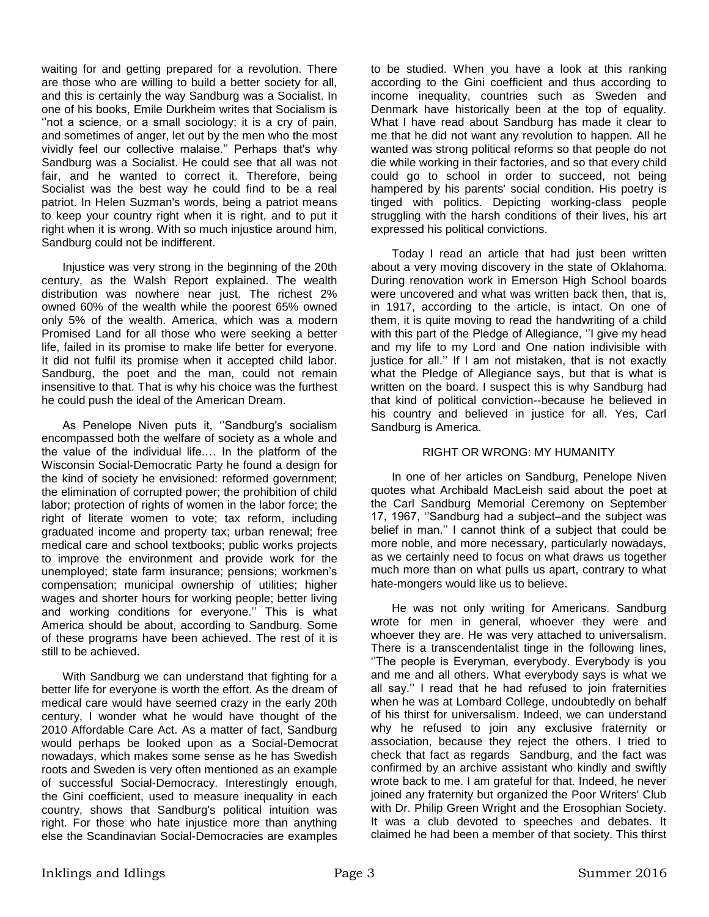waiting for and getting prepared for a revolution. There are those who are willing to build a better society for all, and this is certainly the way Sandburg was a Socialist. In one of his books, Emile Durkheim writes that Socialism is ''not a science, or a small sociology; it is a cry of pain, and sometimes of anger, let out by the men who the most vividly feel our collective malaise.'' Perhaps that's why Sandburg was a Socialist. He could see that all was not fair, and he wanted to correct it. Therefore, being Socialist was the best way he could find to be a real patriot. In Helen Suzman's words, being a patriot means to keep your country right when it is right, and to put it right when it is wrong. With so much injustice around him, Sandburg could not be indifferent.

Injustice was very strong in the beginning of the 20th century, as the Walsh Report explained. The wealth distribution was nowhere near just. The richest 2% owned 60% of the wealth while the poorest 65% owned only 5% of the wealth. America, which was a modern Promised Land for all those who were seeking a better life, failed in its promise to make life better for everyone. It did not fulfil its promise when it accepted child labor. Sandburg, the poet and the man, could not remain insensitive to that. That is why his choice was the furthest he could push the ideal of the American Dream.

As Penelope Niven puts it, ''Sandburg's socialism encompassed both the welfare of society as a whole and the value of the individual life.… In the platform of the Wisconsin Social-Democratic Party he found a design for the kind of society he envisioned: reformed government; the elimination of corrupted power; the prohibition of child labor; protection of rights of women in the labor force; the right of literate women to vote; tax reform, including graduated income and property tax; urban renewal; free medical care and school textbooks; public works projects to improve the environment and provide work for the unemployed; state farm insurance; pensions; workmen's compensation; municipal ownership of utilities; higher wages and shorter hours for working people; better living and working conditions for everyone.'' This is what America should be about, according to Sandburg. Some of these programs have been achieved. The rest of it is still to be achieved.

With Sandburg we can understand that fighting for a better life for everyone is worth the effort. As the dream of medical care would have seemed crazy in the early 20th century, I wonder what he would have thought of the 2010 Affordable Care Act. As a matter of fact, Sandburg would perhaps be looked upon as a Social-Democrat nowadays, which makes some sense as he has Swedish roots and Sweden is very often mentioned as an example of successful Social-Democracy. Interestingly enough, the Gini coefficient, used to measure inequality in each country, shows that Sandburg's political intuition was right. For those who hate injustice more than anything else the Scandinavian Social-Democracies are examples to be studied. When you have a look at this ranking according to the Gini coefficient and thus according to income inequality, countries such as Sweden and Denmark have historically been at the top of equality. What I have read about Sandburg has made it clear to me that he did not want any revolution to happen. All he wanted was strong political reforms so that people do not die while working in their factories, and so that every child could go to school in order to succeed, not being hampered by his parents' social condition. His poetry is tinged with politics. Depicting working-class people struggling with the harsh conditions of their lives, his art expressed his political convictions.

Today I read an article that had just been written about a very moving discovery in the state of Oklahoma. During renovation work in Emerson High School boards were uncovered and what was written back then, that is, in 1917, according to the article, is intact. On one of them, it is quite moving to read the handwriting of a child with this part of the Pledge of Allegiance, ''I give my head and my life to my Lord and One nation indivisible with justice for all.'' If I am not mistaken, that is not exactly what the Pledge of Allegiance says, but that is what is written on the board. I suspect this is why Sandburg had that kind of political conviction--because he believed in his country and believed in justice for all. Yes, Carl Sandburg is America.

## RIGHT OR WRONG: MY HUMANITY

In one of her articles on Sandburg, Penelope Niven quotes what Archibald MacLeish said about the poet at the Carl Sandburg Memorial Ceremony on September 17, 1967, ''Sandburg had a subject–and the subject was belief in man.'' I cannot think of a subject that could be more noble, and more necessary, particularly nowadays, as we certainly need to focus on what draws us together much more than on what pulls us apart, contrary to what hate-mongers would like us to believe.

He was not only writing for Americans. Sandburg wrote for men in general, whoever they were and whoever they are. He was very attached to universalism. There is a transcendentalist tinge in the following lines, ''The people is Everyman, everybody. Everybody is you and me and all others. What everybody says is what we all say.'' I read that he had refused to join fraternities when he was at Lombard College, undoubtedly on behalf of his thirst for universalism. Indeed, we can understand why he refused to join any exclusive fraternity or association, because they reject the others. I tried to check that fact as regards Sandburg, and the fact was confirmed by an archive assistant who kindly and swiftly wrote back to me. I am grateful for that. Indeed, he never joined any fraternity but organized the Poor Writers' Club with Dr. Philip Green Wright and the Erosophian Society. It was a club devoted to speeches and debates. It claimed he had been a member of that society. This thirst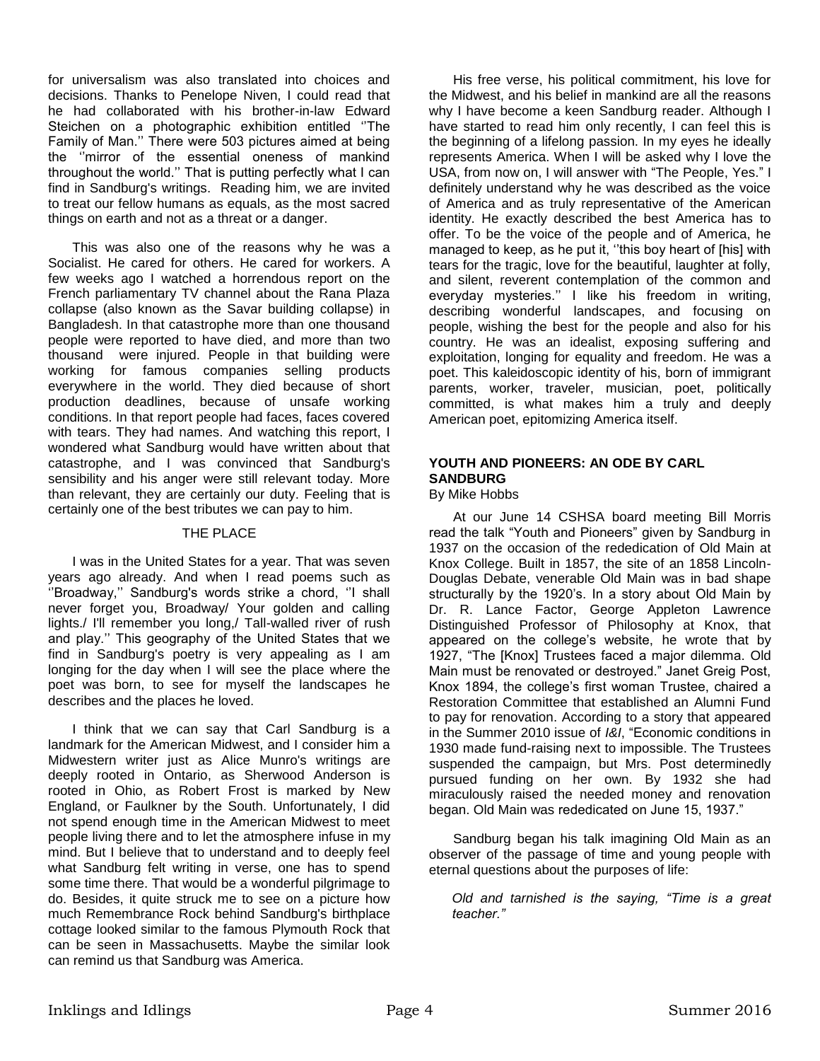for universalism was also translated into choices and decisions. Thanks to Penelope Niven, I could read that he had collaborated with his brother-in-law Edward Steichen on a photographic exhibition entitled ''The Family of Man.'' There were 503 pictures aimed at being the ''mirror of the essential oneness of mankind throughout the world.'' That is putting perfectly what I can find in Sandburg's writings. Reading him, we are invited to treat our fellow humans as equals, as the most sacred things on earth and not as a threat or a danger.

This was also one of the reasons why he was a Socialist. He cared for others. He cared for workers. A few weeks ago I watched a horrendous report on the French parliamentary TV channel about the Rana Plaza collapse (also known as the Savar building collapse) in Bangladesh. In that catastrophe more than one thousand people were reported to have died, and more than two thousand were injured. People in that building were working for famous companies selling products everywhere in the world. They died because of short production deadlines, because of unsafe working conditions. In that report people had faces, faces covered with tears. They had names. And watching this report, I wondered what Sandburg would have written about that catastrophe, and I was convinced that Sandburg's sensibility and his anger were still relevant today. More than relevant, they are certainly our duty. Feeling that is certainly one of the best tributes we can pay to him.

THE PLACE

I was in the United States for a year. That was seven years ago already. And when I read poems such as ''Broadway,'' Sandburg's words strike a chord, ''I shall never forget you, Broadway/ Your golden and calling lights./ I'll remember you long,/ Tall-walled river of rush and play.'' This geography of the United States that we find in Sandburg's poetry is very appealing as I am longing for the day when I will see the place where the poet was born, to see for myself the landscapes he describes and the places he loved.

I think that we can say that Carl Sandburg is a landmark for the American Midwest, and I consider him a Midwestern writer just as Alice Munro's writings are deeply rooted in Ontario, as Sherwood Anderson is rooted in Ohio, as Robert Frost is marked by New England, or Faulkner by the South. Unfortunately, I did not spend enough time in the American Midwest to meet people living there and to let the atmosphere infuse in my mind. But I believe that to understand and to deeply feel what Sandburg felt writing in verse, one has to spend some time there. That would be a wonderful pilgrimage to do. Besides, it quite struck me to see on a picture how much Remembrance Rock behind Sandburg's birthplace cottage looked similar to the famous Plymouth Rock that can be seen in Massachusetts. Maybe the similar look can remind us that Sandburg was America.

His free verse, his political commitment, his love for the Midwest, and his belief in mankind are all the reasons why I have become a keen Sandburg reader. Although I have started to read him only recently, I can feel this is the beginning of a lifelong passion. In my eyes he ideally represents America. When I will be asked why I love the USA, from now on, I will answer with "The People, Yes." I definitely understand why he was described as the voice of America and as truly representative of the American identity. He exactly described the best America has to offer. To be the voice of the people and of America, he managed to keep, as he put it, ''this boy heart of [his] with tears for the tragic, love for the beautiful, laughter at folly, and silent, reverent contemplation of the common and everyday mysteries.'' I like his freedom in writing, describing wonderful landscapes, and focusing on people, wishing the best for the people and also for his country. He was an idealist, exposing suffering and exploitation, longing for equality and freedom. He was a poet. This kaleidoscopic identity of his, born of immigrant parents, worker, traveler, musician, poet, politically committed, is what makes him a truly and deeply American poet, epitomizing America itself.

### YOUTH AND PIONEERS: AN ODE BY CARL SANDBURG

By Mike Hobbs

At our June 14 CSHSA board meeting Bill Morris read the talk "Youth and Pioneers" given by Sandburg in 1937 on the occasion of the rededication of Old Main at Knox College. Built in 1857, the site of an 1858 Lincoln-Douglas Debate, venerable Old Main was in bad shape structurally by the 1920's. In a story about Old Main by Dr. R. Lance Factor, George Appleton Lawrence Distinguished Professor of Philosophy at Knox, that appeared on the college's website, he wrote that by 1927, "The [Knox] Trustees faced a major dilemma. Old Main must be renovated or destroyed." Janet Greig Post, Knox 1894, the college's first woman Trustee, chaired a Restoration Committee that established an Alumni Fund to pay for renovation. According to a story that appeared in the Summer 2010 issue of *I&I*, "Economic conditions in 1930 made fund-raising next to impossible. The Trustees suspended the campaign, but Mrs. Post determinedly pursued funding on her own. By 1932 she had miraculously raised the needed money and renovation began. Old Main was rededicated on June 15, 1937."

Sandburg began his talk imagining Old Main as an observer of the passage of time and young people with eternal questions about the purposes of life:

*Old and tarnished is the saying, "Time is a great teacher."*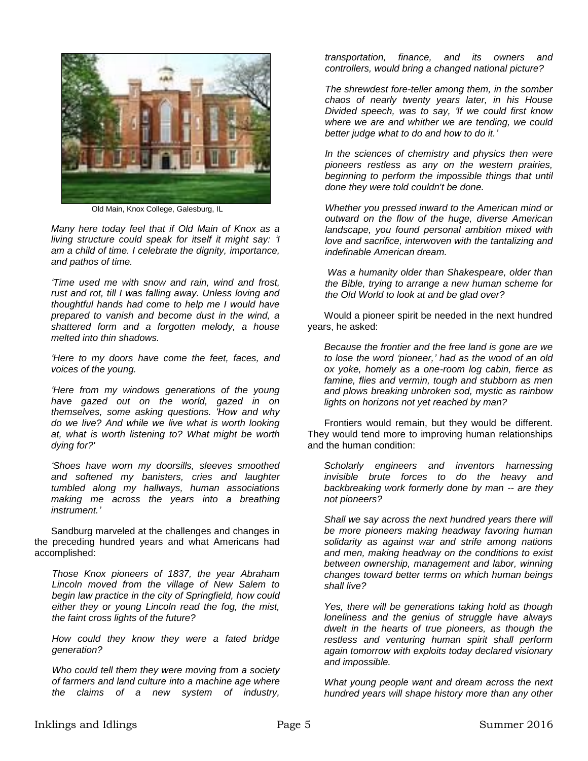Old Main, Knox College, Galesburg, IL

*Many here today feel that if Old Main of Knox as a living structure could speak for itself it might say: 'I am a child of time. I celebrate the dignity, importance, and pathos of time.*

*'Time used me with snow and rain, wind and frost, rust and rot, till I was falling away. Unless loving and thoughtful hands had come to help me I would have prepared to vanish and become dust in the wind, a shattered form and a forgotten melody, a house melted into thin shadows.*

*'Here to my doors have come the feet, faces, and voices of the young.*

*'Here from my windows generations of the young have gazed out on the world, gazed in on themselves, some asking questions. 'How and why do we live? And while we live what is worth looking at, what is worth listening to? What might be worth dying for?'*

*'Shoes have worn my doorsills, sleeves smoothed and softened my banisters, cries and laughter tumbled along my hallways, human associations making me across the years into a breathing instrument.'*

Sandburg marveled at the challenges and changes in the preceding hundred years and what Americans had accomplished:

*Those Knox pioneers of 1837, the year Abraham Lincoln moved from the village of New Salem to begin law practice in the city of Springfield, how could either they or young Lincoln read the fog, the mist, the faint cross lights of the future?*

*How could they know they were a fated bridge generation?*

*Who could tell them they were moving from a society of farmers and land culture into a machine age where the claims of a new system of industry, transportation, finance, and its owners and controllers, would bring a changed national picture?*

*The shrewdest fore-teller among them, in the somber chaos of nearly twenty years later, in his House Divided speech, was to say, 'If we could first know where we are and whither we are tending, we could better judge what to do and how to do it.'*

*In the sciences of chemistry and physics then were pioneers restless as any on the western prairies, beginning to perform the impossible things that until done they were told couldn't be done.*

*Whether you pressed inward to the American mind or outward on the flow of the huge, diverse American landscape, you found personal ambition mixed with love and sacrifice, interwoven with the tantalizing and indefinable American dream.*

*Was a humanity older than Shakespeare, older than the Bible, trying to arrange a new human scheme for the Old World to look at and be glad over?*

Would a pioneer spirit be needed in the next hundred years, he asked:

*Because the frontier and the free land is gone are we to lose the word 'pioneer,' had as the wood of an old ox yoke, homely as a one-room log cabin, fierce as famine, flies and vermin, tough and stubborn as men and plows breaking unbroken sod, mystic as rainbow lights on horizons not yet reached by man?*

Frontiers would remain, but they would be different. They would tend more to improving human relationships and the human condition:

*Scholarly engineers and inventors harnessing invisible brute forces to do the heavy and backbreaking work formerly done by man -- are they not pioneers?*

*Shall we say across the next hundred years there will be more pioneers making headway favoring human solidarity as against war and strife among nations and men, making headway on the conditions to exist between ownership, management and labor, winning changes toward better terms on which human beings shall live?*

*Yes, there will be generations taking hold as though loneliness and the genius of struggle have always dwelt in the hearts of true pioneers, as though the restless and venturing human spirit shall perform again tomorrow with exploits today declared visionary and impossible.*

*What young people want and dream across the next hundred years will shape history more than any other*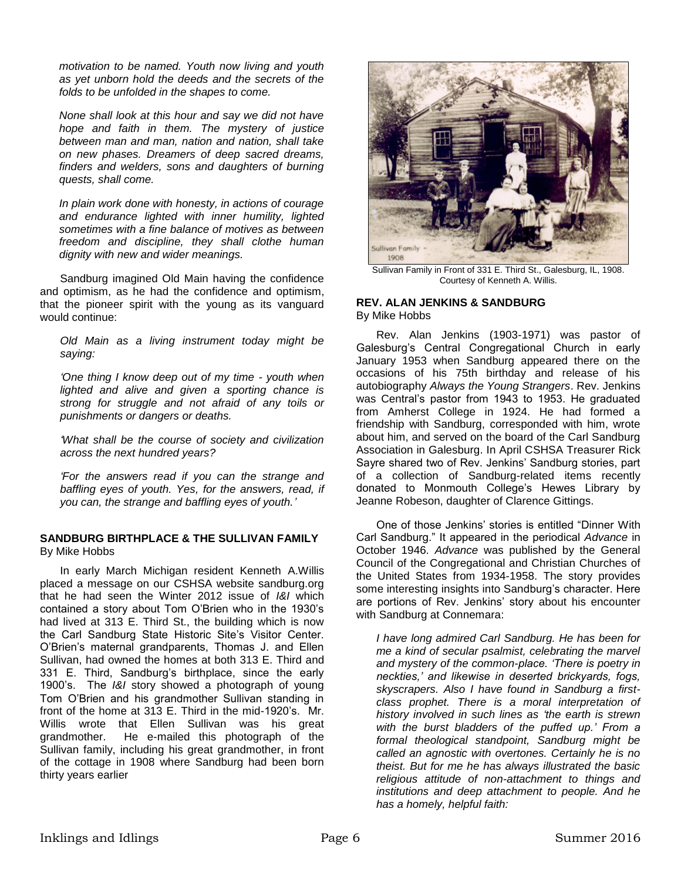*motivation to be named. Youth now living and youth as yet unborn hold the deeds and the secrets of the folds to be unfolded in the shapes to come.*

*None shall look at this hour and say we did not have hope and faith in them. The mystery of justice between man and man, nation and nation, shall take on new phases. Dreamers of deep sacred dreams, finders and welders, sons and daughters of burning quests, shall come.*

*In plain work done with honesty, in actions of courage and endurance lighted with inner humility, lighted sometimes with a fine balance of motives as between freedom and discipline, they shall clothe human dignity with new and wider meanings.*

Sandburg imagined Old Main having the confidence and optimism, as he had the confidence and optimism, that the pioneer spirit with the young as its vanguard would continue:

*Old Main as a living instrument today might be saying:*

*'One thing I know deep out of my time - youth when lighted and alive and given a sporting chance is strong for struggle and not afraid of any toils or punishments or dangers or deaths.*

*'What shall be the course of society and civilization across the next hundred years?*

*'For the answers read if you can the strange and baffling eyes of youth. Yes, for the answers, read, if you can, the strange and baffling eyes of youth.'*

### SANDBURG BIRTHPLACE & THE SULLIVAN FAMILY

By Mike Hobbs

In early March Michigan resident Kenneth A.Willis placed a message on our CSHSA website sandburg.org that he had seen the Winter 2012 issue of *I&I* which contained a story about Tom O'Brien who in the 1930's had lived at 313 E. Third St., the building which is now the Carl Sandburg State Historic Site's Visitor Center. O'Brien's maternal grandparents, Thomas J. and Ellen Sullivan, had owned the homes at both 313 E. Third and 331 E. Third, Sandburg's birthplace, since the early 1900's. The *I&I* story showed a photograph of young Tom O'Brien and his grandmother Sullivan standing in front of the home at 313 E. Third in the mid-1920's. Mr. Willis wrote that Ellen Sullivan was his great grandmother. He e-mailed this photograph of the Sullivan family, including his great grandmother, in front of the cottage in 1908 where Sandburg had been born thirty years earlier

Sullivan Family in Front of 331 E. Third St., Galesburg, IL, 1908. Courtesy of Kenneth A. Willis.

### REV. ALAN JENKINS & SANDBURG

By Mike Hobbs

Rev. Alan Jenkins (1903-1971) was pastor of Galesburg's Central Congregational Church in early January 1953 when Sandburg appeared there on the occasions of his 75th birthday and release of his autobiography *Always the Young Strangers*. Rev. Jenkins was Central's pastor from 1943 to 1953. He graduated from Amherst College in 1924. He had formed a friendship with Sandburg, corresponded with him, wrote about him, and served on the board of the Carl Sandburg Association in Galesburg. In April CSHSA Treasurer Rick Sayre shared two of Rev. Jenkins' Sandburg stories, part of a collection of Sandburg-related items recently donated to Monmouth College's Hewes Library by Jeanne Robeson, daughter of Clarence Gittings.

One of those Jenkins' stories is entitled "Dinner With Carl Sandburg." It appeared in the periodical *Advance* in October 1946. *Advance* was published by the General Council of the Congregational and Christian Churches of the United States from 1934-1958. The story provides some interesting insights into Sandburg's character. Here are portions of Rev. Jenkins' story about his encounter with Sandburg at Connemara:

*I have long admired Carl Sandburg. He has been for me a kind of secular psalmist, celebrating the marvel and mystery of the common-place. 'There is poetry in neckties,' and likewise in deserted brickyards, fogs, skyscrapers. Also I have found in Sandburg a first-class prophet. There is a moral interpretation of history involved in such lines as 'the earth is strewn with the burst bladders of the puffed up.' From a formal theological standpoint, Sandburg might be called an agnostic with overtones. Certainly he is no theist. But for me he has always illustrated the basic religious attitude of non-attachment to things and institutions and deep attachment to people. And he has a homely, helpful faith:*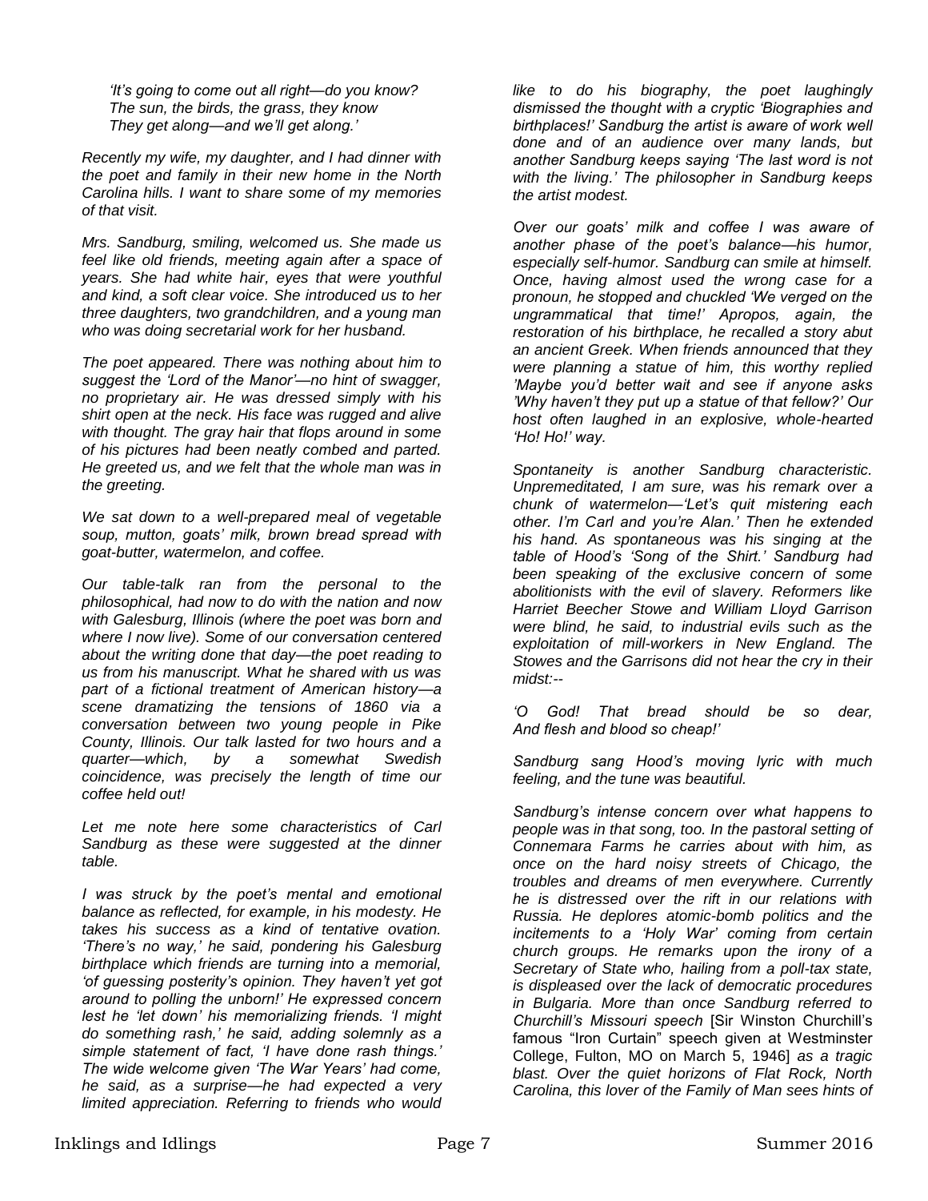*'It's going to come out all right—do you know?*
*The sun, the birds, the grass, they know*
*They get along—and we'll get along.'*

*Recently my wife, my daughter, and I had dinner with the poet and family in their new home in the North Carolina hills. I want to share some of my memories of that visit.*

*Mrs. Sandburg, smiling, welcomed us. She made us feel like old friends, meeting again after a space of years. She had white hair, eyes that were youthful and kind, a soft clear voice. She introduced us to her three daughters, two grandchildren, and a young man who was doing secretarial work for her husband.*

*The poet appeared. There was nothing about him to suggest the 'Lord of the Manor'—no hint of swagger, no proprietary air. He was dressed simply with his shirt open at the neck. His face was rugged and alive with thought. The gray hair that flops around in some of his pictures had been neatly combed and parted. He greeted us, and we felt that the whole man was in the greeting.*

*We sat down to a well-prepared meal of vegetable soup, mutton, goats' milk, brown bread spread with goat-butter, watermelon, and coffee.*

*Our table-talk ran from the personal to the philosophical, had now to do with the nation and now with Galesburg, Illinois (where the poet was born and where I now live). Some of our conversation centered about the writing done that day—the poet reading to us from his manuscript. What he shared with us was part of a fictional treatment of American history—a scene dramatizing the tensions of 1860 via a conversation between two young people in Pike County, Illinois. Our talk lasted for two hours and a quarter—which, by a somewhat Swedish coincidence, was precisely the length of time our coffee held out!*

*Let me note here some characteristics of Carl Sandburg as these were suggested at the dinner table.*

*I was struck by the poet's mental and emotional balance as reflected, for example, in his modesty. He takes his success as a kind of tentative ovation. 'There's no way,' he said, pondering his Galesburg birthplace which friends are turning into a memorial, 'of guessing posterity's opinion. They haven't yet got around to polling the unborn!' He expressed concern lest he 'let down' his memorializing friends. 'I might do something rash,' he said, adding solemnly as a simple statement of fact, 'I have done rash things.' The wide welcome given 'The War Years' had come, he said, as a surprise—he had expected a very limited appreciation. Referring to friends who would like to do his biography, the poet laughingly dismissed the thought with a cryptic 'Biographies and birthplaces!' Sandburg the artist is aware of work well done and of an audience over many lands, but another Sandburg keeps saying 'The last word is not with the living.' The philosopher in Sandburg keeps the artist modest.*

*Over our goats' milk and coffee I was aware of another phase of the poet's balance—his humor, especially self-humor. Sandburg can smile at himself. Once, having almost used the wrong case for a pronoun, he stopped and chuckled 'We verged on the ungrammatical that time!' Apropos, again, the restoration of his birthplace, he recalled a story abut an ancient Greek. When friends announced that they were planning a statue of him, this worthy replied 'Maybe you'd better wait and see if anyone asks 'Why haven't they put up a statue of that fellow?' Our host often laughed in an explosive, whole-hearted 'Ho! Ho!' way.*

*Spontaneity is another Sandburg characteristic. Unpremeditated, I am sure, was his remark over a chunk of watermelon—'Let's quit mistering each other. I'm Carl and you're Alan.' Then he extended his hand. As spontaneous was his singing at the table of Hood's 'Song of the Shirt.' Sandburg had been speaking of the exclusive concern of some abolitionists with the evil of slavery. Reformers like Harriet Beecher Stowe and William Lloyd Garrison were blind, he said, to industrial evils such as the exploitation of mill-workers in New England. The Stowes and the Garrisons did not hear the cry in their midst:--*

*'O God! That bread should be so dear,*
*And flesh and blood so cheap!'*

*Sandburg sang Hood's moving lyric with much feeling, and the tune was beautiful.*

*Sandburg's intense concern over what happens to people was in that song, too. In the pastoral setting of Connemara Farms he carries about with him, as once on the hard noisy streets of Chicago, the troubles and dreams of men everywhere. Currently he is distressed over the rift in our relations with Russia. He deplores atomic-bomb politics and the incitements to a 'Holy War' coming from certain church groups. He remarks upon the irony of a Secretary of State who, hailing from a poll-tax state, is displeased over the lack of democratic procedures in Bulgaria. More than once Sandburg referred to Churchill's Missouri speech* [Sir Winston Churchill's famous "Iron Curtain" speech given at Westminster College, Fulton, MO on March 5, 1946] *as a tragic blast. Over the quiet horizons of Flat Rock, North Carolina, this lover of the Family of Man sees hints of*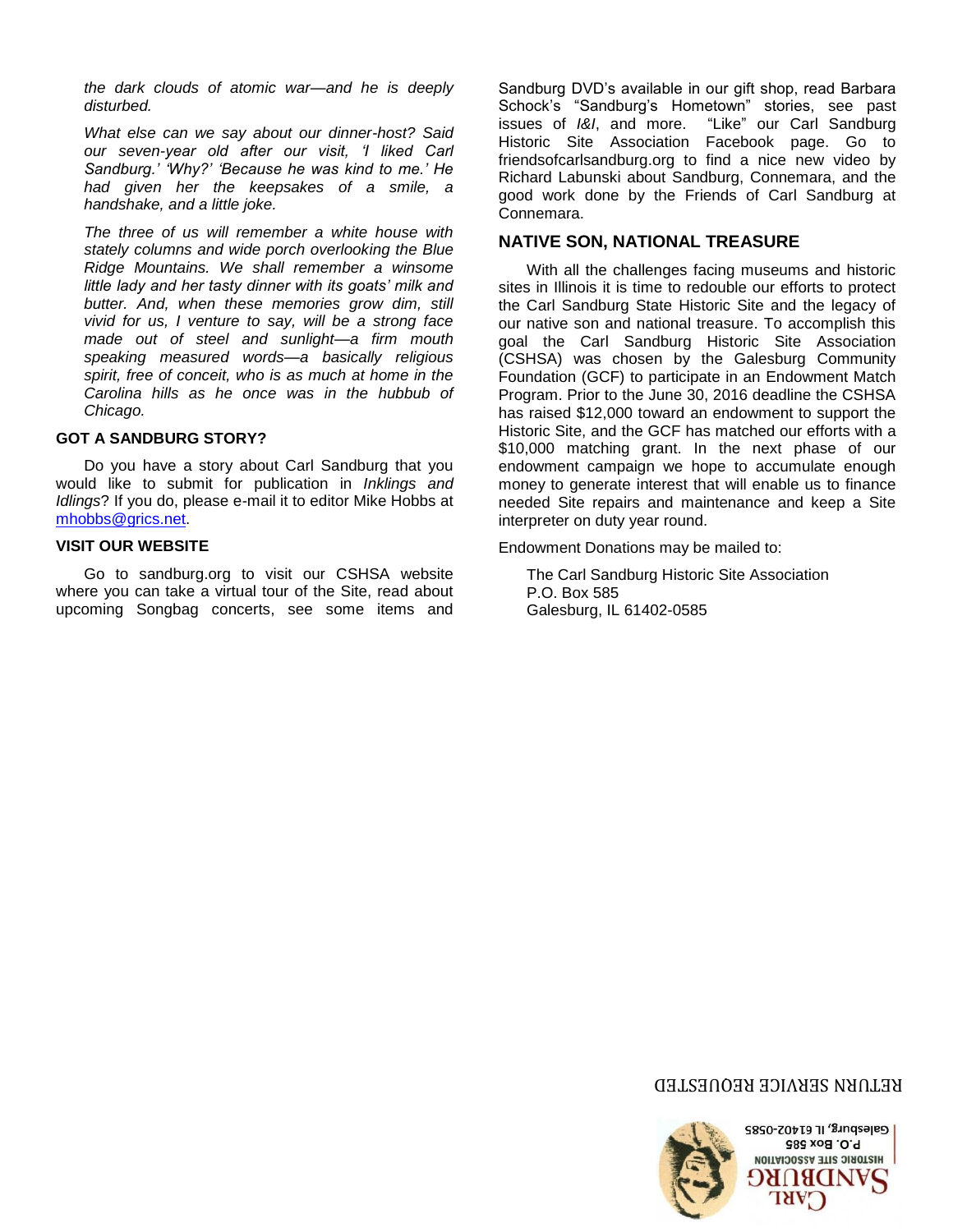*the dark clouds of atomic war—and he is deeply disturbed.*

*What else can we say about our dinner-host? Said our seven-year old after our visit, 'I liked Carl Sandburg.' 'Why?' 'Because he was kind to me.' He had given her the keepsakes of a smile, a handshake, and a little joke.*

*The three of us will remember a white house with stately columns and wide porch overlooking the Blue Ridge Mountains. We shall remember a winsome little lady and her tasty dinner with its goats' milk and butter. And, when these memories grow dim, still vivid for us, I venture to say, will be a strong face made out of steel and sunlight—a firm mouth speaking measured words—a basically religious spirit, free of conceit, who is as much at home in the Carolina hills as he once was in the hubbub of Chicago.*

### GOT A SANDBURG STORY?

Do you have a story about Carl Sandburg that you would like to submit for publication in *Inklings and Idlings*? If you do, please e-mail it to editor Mike Hobbs at mhobbs@grics.net.

### VISIT OUR WEBSITE

Go to sandburg.org to visit our CSHSA website where you can take a virtual tour of the Site, read about upcoming Songbag concerts, see some items and Sandburg DVD's available in our gift shop, read Barbara Schock's "Sandburg's Hometown" stories, see past issues of *I&I*, and more. "Like" our Carl Sandburg Historic Site Association Facebook page. Go to friendsofcarlsandburg.org to find a nice new video by Richard Labunski about Sandburg, Connemara, and the good work done by the Friends of Carl Sandburg at Connemara.

### NATIVE SON, NATIONAL TREASURE

With all the challenges facing museums and historic sites in Illinois it is time to redouble our efforts to protect the Carl Sandburg State Historic Site and the legacy of our native son and national treasure. To accomplish this goal the Carl Sandburg Historic Site Association (CSHSA) was chosen by the Galesburg Community Foundation (GCF) to participate in an Endowment Match Program. Prior to the June 30, 2016 deadline the CSHSA has raised $12,000 toward an endowment to support the Historic Site, and the GCF has matched our efforts with a $10,000 matching grant. In the next phase of our endowment campaign we hope to accumulate enough money to generate interest that will enable us to finance needed Site repairs and maintenance and keep a Site interpreter on duty year round.

Endowment Donations may be mailed to:

The Carl Sandburg Historic Site Association
P.O. Box 585
Galesburg, IL 61402-0585

RETURN SERVICE REQUESTED

CARL SANDBURG
HISTORIC SITE ASSOCIATION
P.O. Box 585
Galesburg, IL 61402-0585